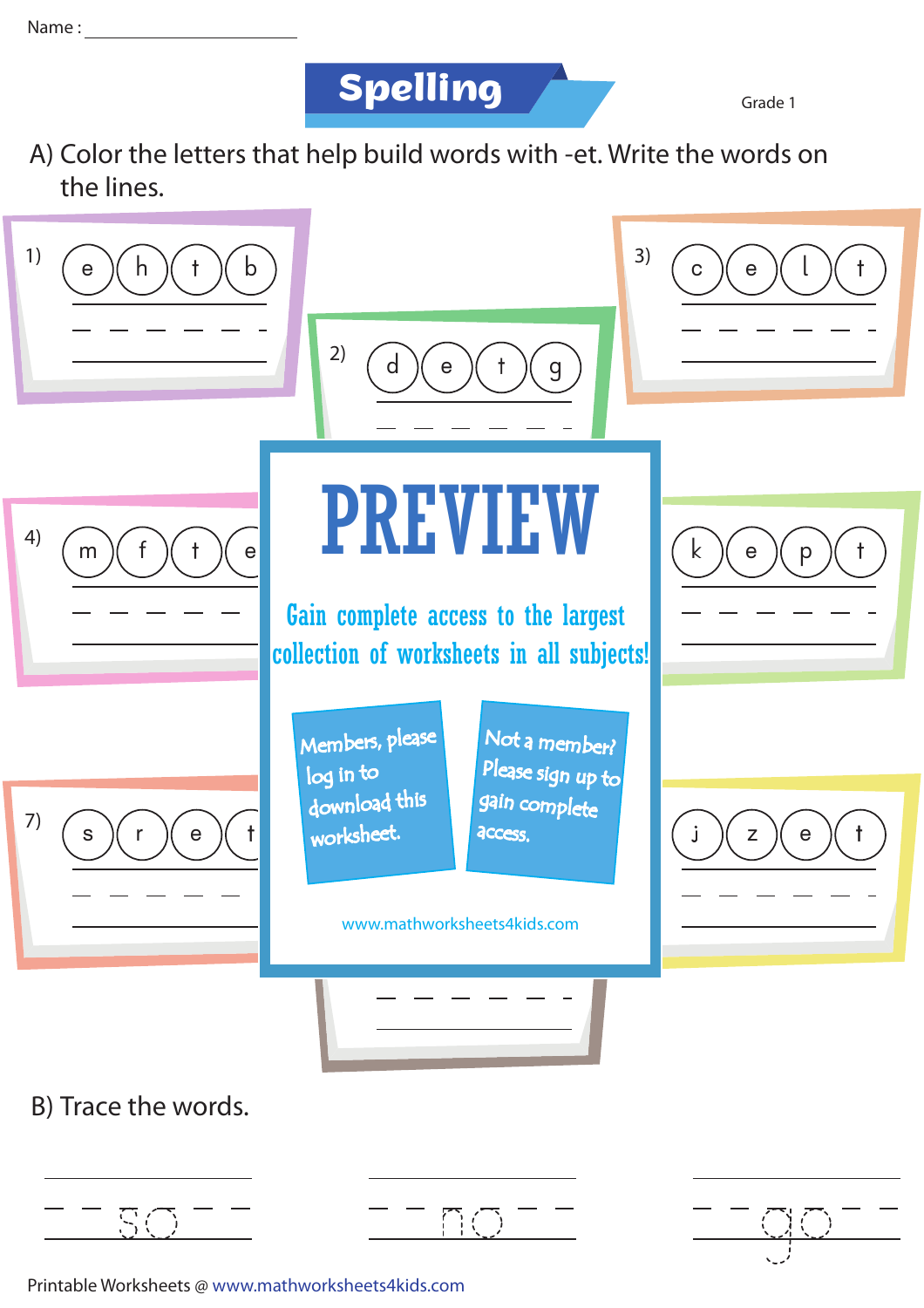Name : ______________________

# Spelling

Grade 1

A) Color the letters that help build words with -et. Write the words on the lines.

1) e h t b

2) d e t g

3) c e l t

4) m f t e

k e p t

7) s r e t

j z e t

# PREVIEW

Gain complete access to the largest collection of worksheets in all subjects!

Members, please log in to download this worksheet.

Not a member? Please sign up to gain complete access.

www.mathworksheets4kids.com

B) Trace the words.

so

no

go

Printable Worksheets @ www.mathworksheets4kids.com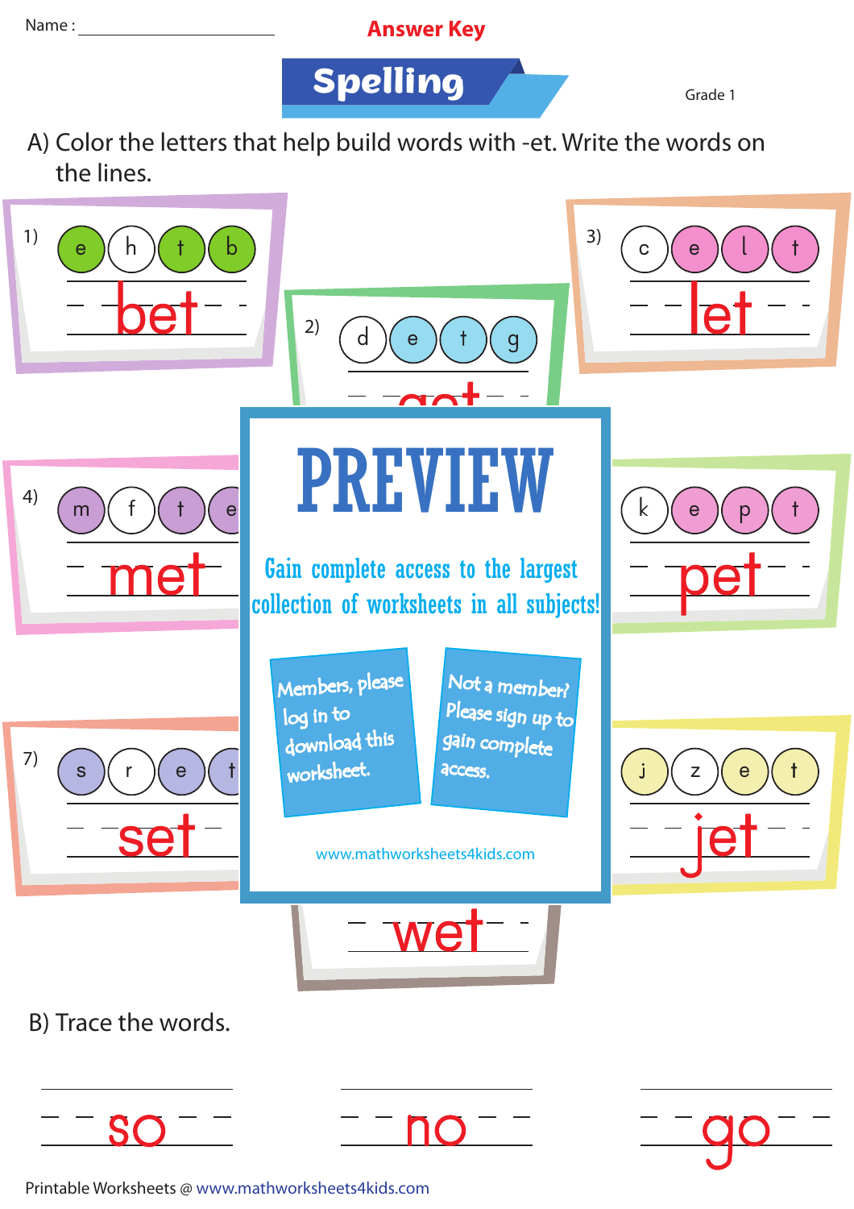Name : ____________________

**Answer Key**

# Spelling

Grade 1

A) Color the letters that help build words with -et. Write the words on the lines.

1) e h t b
bet

2) d e t g
get

3) c e l t
let

4) m f t e
met

k e p t
pet

7) s r e t
set

j z e t
jet

wet

PREVIEW

Gain complete access to the largest collection of worksheets in all subjects!

Members, please log in to download this worksheet.

Not a member? Please sign up to gain complete access.

www.mathworksheets4kids.com

B) Trace the words.

so no go

Printable Worksheets @ www.mathworksheets4kids.com